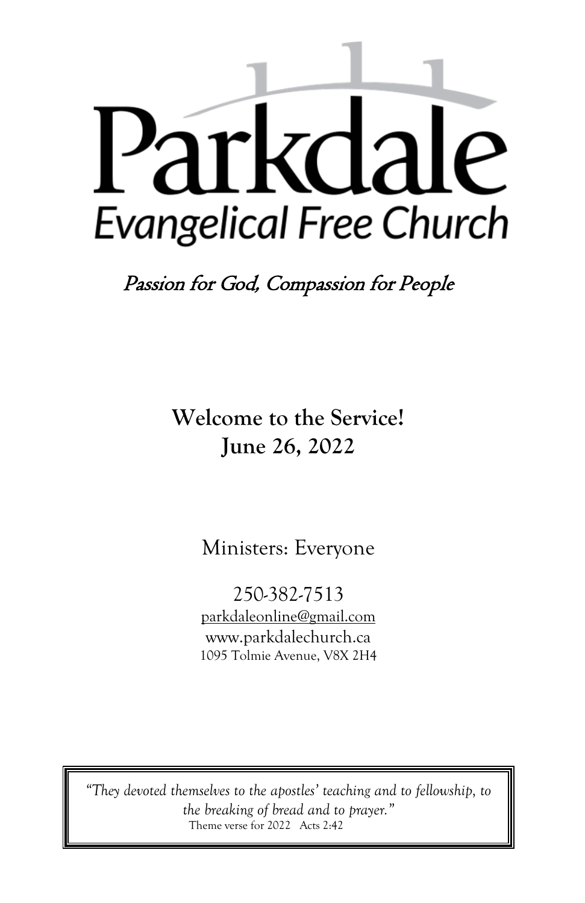# Parkdale

## Evangelical Free Church

*Passion for God, Compassion for People*

**Welcome to the Service!**
**June 26, 2022**

Ministers: Everyone

250-382-7513
parkdaleonline@gmail.com
www.parkdalechurch.ca
1095 Tolmie Avenue, V8X 2H4

> *"They devoted themselves to the apostles' teaching and to fellowship, to the breaking of bread and to prayer."*
> Theme verse for 2022 Acts 2:42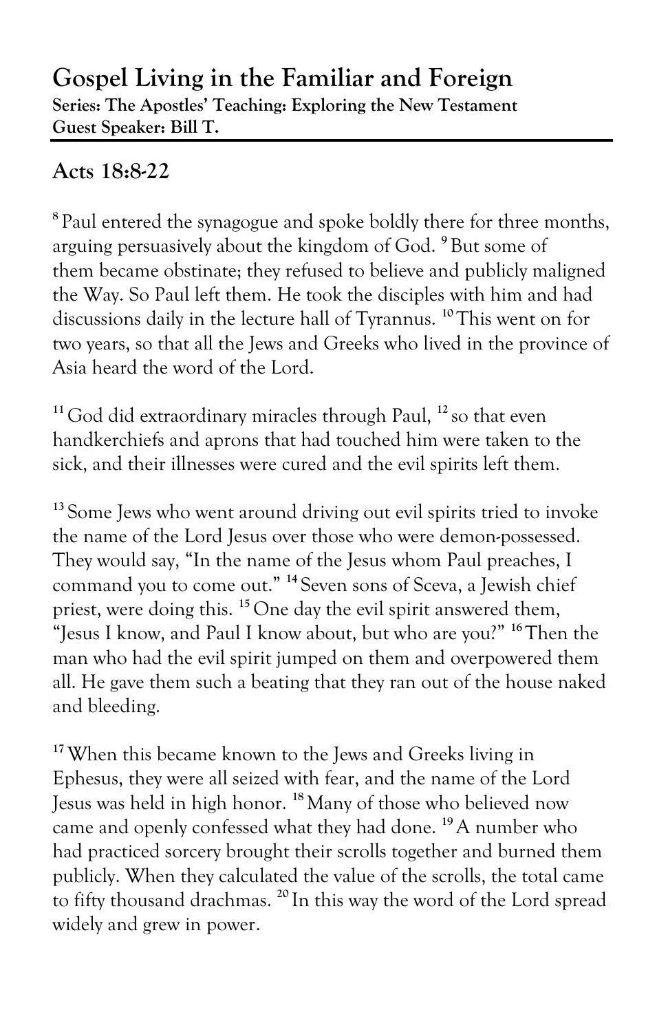## Gospel Living in the Familiar and Foreign

**Series: The Apostles' Teaching: Exploring the New Testament**
**Guest Speaker: Bill T.**

---

## Acts 18:8-22

[8] Paul entered the synagogue and spoke boldly there for three months, arguing persuasively about the kingdom of God. [9] But some of them became obstinate; they refused to believe and publicly maligned the Way. So Paul left them. He took the disciples with him and had discussions daily in the lecture hall of Tyrannus. [10] This went on for two years, so that all the Jews and Greeks who lived in the province of Asia heard the word of the Lord.

[11] God did extraordinary miracles through Paul, [12] so that even handkerchiefs and aprons that had touched him were taken to the sick, and their illnesses were cured and the evil spirits left them.

[13] Some Jews who went around driving out evil spirits tried to invoke the name of the Lord Jesus over those who were demon-possessed. They would say, "In the name of the Jesus whom Paul preaches, I command you to come out." [14] Seven sons of Sceva, a Jewish chief priest, were doing this. [15] One day the evil spirit answered them, "Jesus I know, and Paul I know about, but who are you?" [16] Then the man who had the evil spirit jumped on them and overpowered them all. He gave them such a beating that they ran out of the house naked and bleeding.

[17] When this became known to the Jews and Greeks living in Ephesus, they were all seized with fear, and the name of the Lord Jesus was held in high honor. [18] Many of those who believed now came and openly confessed what they had done. [19] A number who had practiced sorcery brought their scrolls together and burned them publicly. When they calculated the value of the scrolls, the total came to fifty thousand drachmas. [20] In this way the word of the Lord spread widely and grew in power.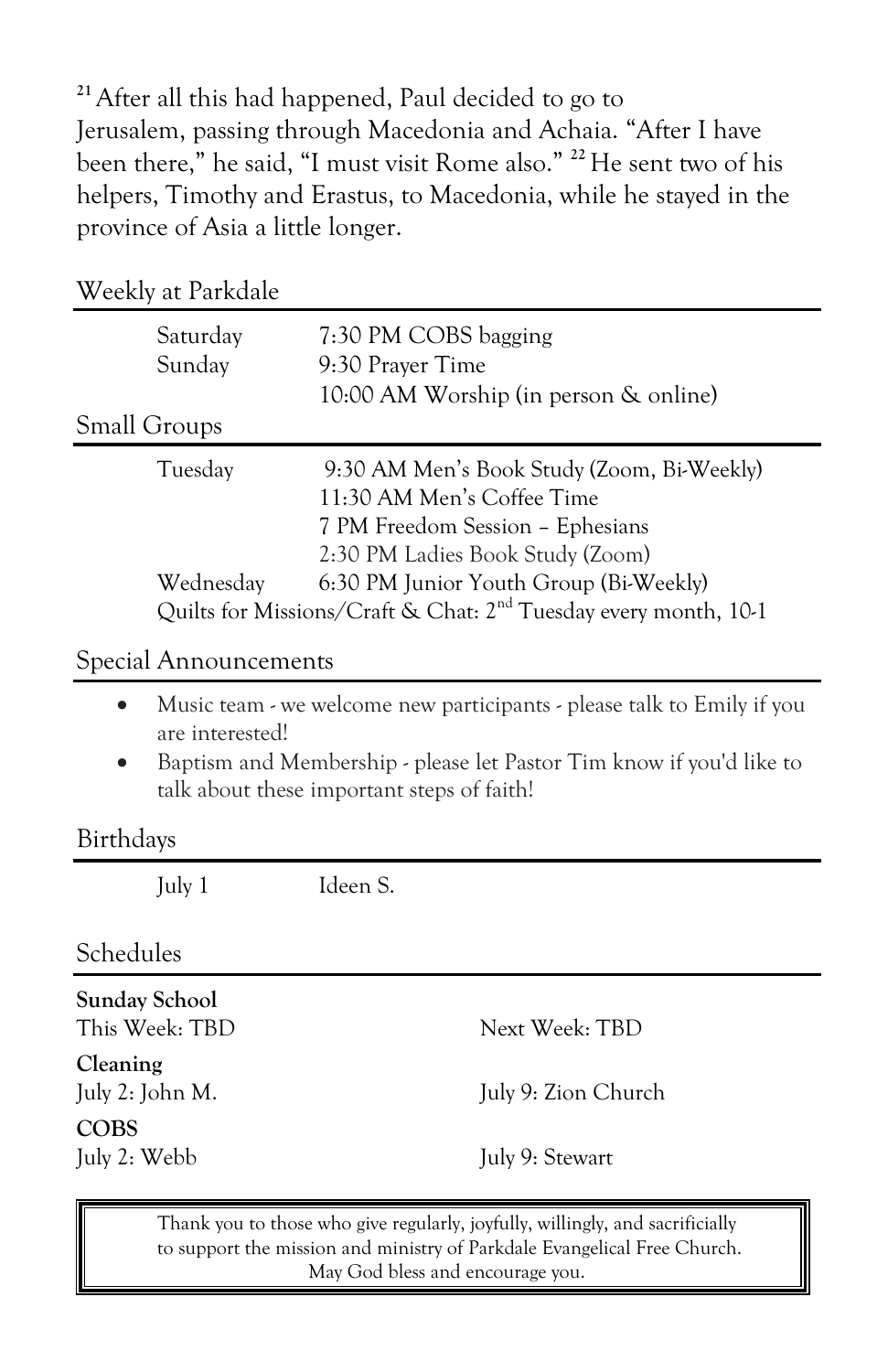[21] After all this had happened, Paul decided to go to Jerusalem, passing through Macedonia and Achaia. "After I have been there," he said, "I must visit Rome also." [22] He sent two of his helpers, Timothy and Erastus, to Macedonia, while he stayed in the province of Asia a little longer.

## Weekly at Parkdale

| | |
|---|---|
| Saturday | 7:30 PM COBS bagging |
| Sunday | 9:30 Prayer Time |
| | 10:00 AM Worship (in person & online) |

## Small Groups

| | |
|---|---|
| Tuesday | 9:30 AM Men's Book Study (Zoom, Bi-Weekly) |
| | 11:30 AM Men's Coffee Time |
| | 7 PM Freedom Session – Ephesians |
| | 2:30 PM Ladies Book Study (Zoom) |
| Wednesday | 6:30 PM Junior Youth Group (Bi-Weekly) |

Quilts for Missions/Craft & Chat: 2nd Tuesday every month, 10-1

## Special Announcements

- Music team - we welcome new participants - please talk to Emily if you are interested!
- Baptism and Membership - please let Pastor Tim know if you'd like to talk about these important steps of faith!

## Birthdays

| | |
|---|---|
| July 1 | Ideen S. |

## Schedules

**Sunday School**

This Week: TBD — Next Week: TBD

**Cleaning**

July 2: John M. — July 9: Zion Church

**COBS**

July 2: Webb — July 9: Stewart

Thank you to those who give regularly, joyfully, willingly, and sacrificially to support the mission and ministry of Parkdale Evangelical Free Church. May God bless and encourage you.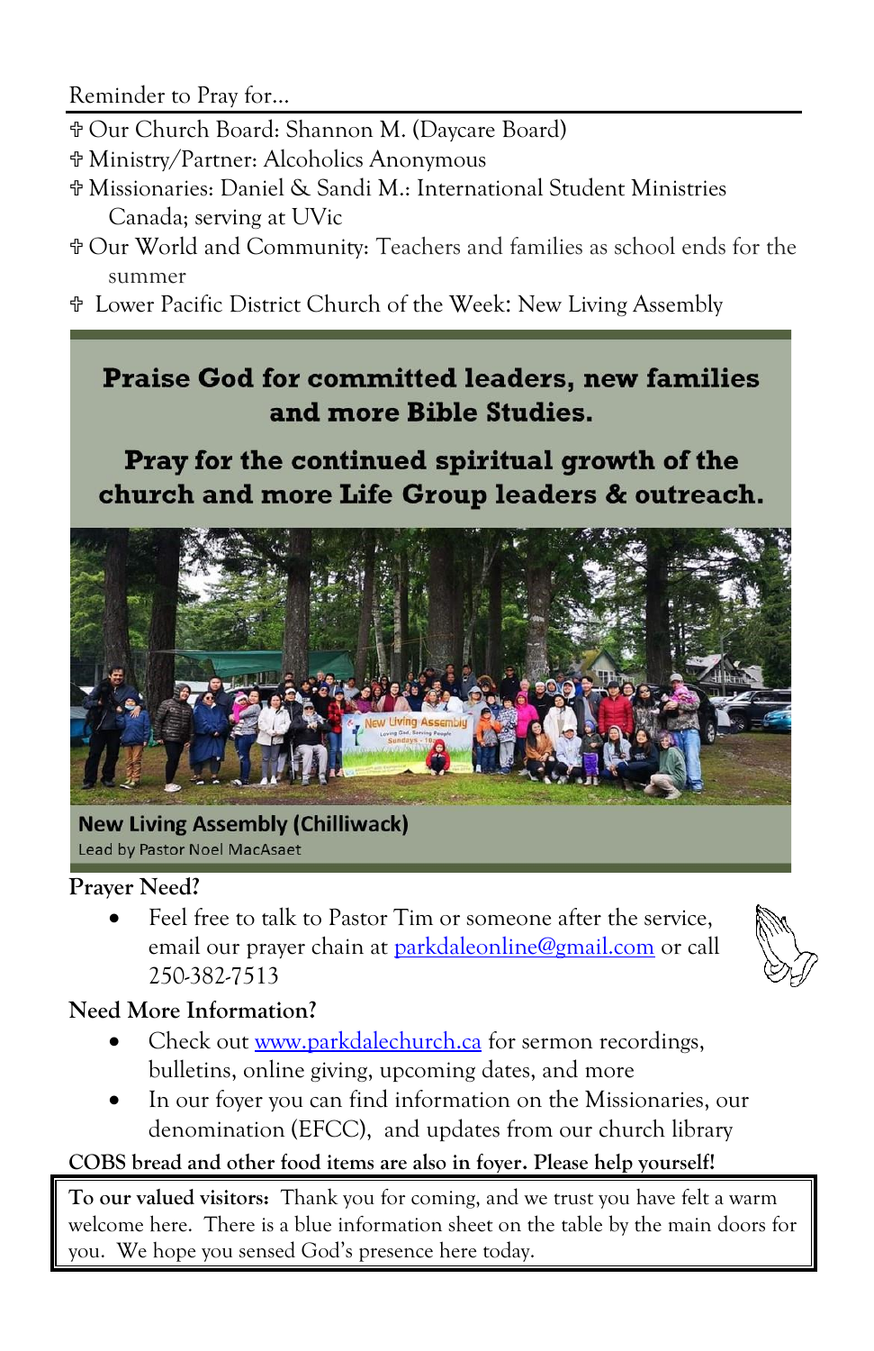Reminder to Pray for…

- ✟ Our Church Board: Shannon M. (Daycare Board)
- ✟ Ministry/Partner: Alcoholics Anonymous
- ✟ Missionaries: Daniel & Sandi M.: International Student Ministries Canada; serving at UVic
- ✟ Our World and Community: Teachers and families as school ends for the summer
- ✟ Lower Pacific District Church of the Week: New Living Assembly

**Praise God for committed leaders, new families and more Bible Studies.**

**Pray for the continued spiritual growth of the church and more Life Group leaders & outreach.**

**New Living Assembly (Chilliwack)**
Lead by Pastor Noel MacAsaet

**Prayer Need?**

- Feel free to talk to Pastor Tim or someone after the service, email our prayer chain at parkdaleonline@gmail.com or call 250-382-7513

**Need More Information?**

- Check out www.parkdalechurch.ca for sermon recordings, bulletins, online giving, upcoming dates, and more
- In our foyer you can find information on the Missionaries, our denomination (EFCC), and updates from our church library

**COBS bread and other food items are also in foyer. Please help yourself!**

**To our valued visitors:** Thank you for coming, and we trust you have felt a warm welcome here. There is a blue information sheet on the table by the main doors for you. We hope you sensed God's presence here today.